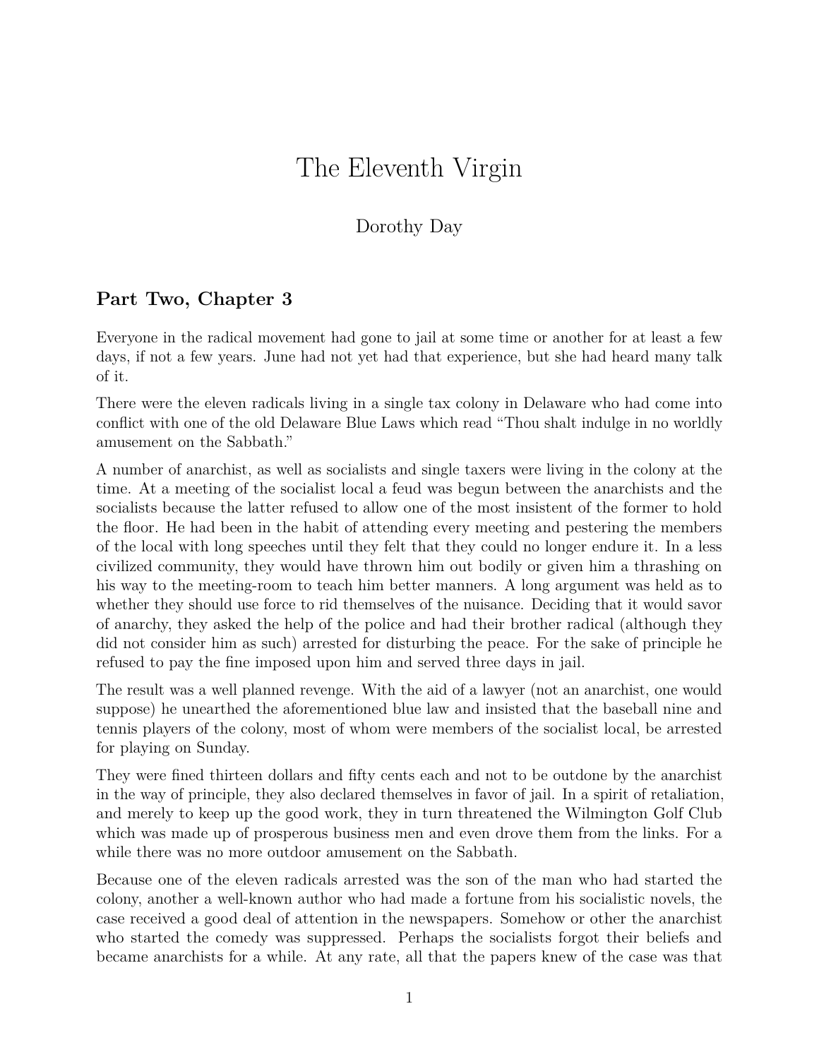# The Eleventh Virgin

Dorothy Day

## Part Two, Chapter 3

Everyone in the radical movement had gone to jail at some time or another for at least a few days, if not a few years. June had not yet had that experience, but she had heard many talk of it.

There were the eleven radicals living in a single tax colony in Delaware who had come into conflict with one of the old Delaware Blue Laws which read "Thou shalt indulge in no worldly amusement on the Sabbath."

A number of anarchist, as well as socialists and single taxers were living in the colony at the time. At a meeting of the socialist local a feud was begun between the anarchists and the socialists because the latter refused to allow one of the most insistent of the former to hold the floor. He had been in the habit of attending every meeting and pestering the members of the local with long speeches until they felt that they could no longer endure it. In a less civilized community, they would have thrown him out bodily or given him a thrashing on his way to the meeting-room to teach him better manners. A long argument was held as to whether they should use force to rid themselves of the nuisance. Deciding that it would savor of anarchy, they asked the help of the police and had their brother radical (although they did not consider him as such) arrested for disturbing the peace. For the sake of principle he refused to pay the fine imposed upon him and served three days in jail.

The result was a well planned revenge. With the aid of a lawyer (not an anarchist, one would suppose) he unearthed the aforementioned blue law and insisted that the baseball nine and tennis players of the colony, most of whom were members of the socialist local, be arrested for playing on Sunday.

They were fined thirteen dollars and fifty cents each and not to be outdone by the anarchist in the way of principle, they also declared themselves in favor of jail. In a spirit of retaliation, and merely to keep up the good work, they in turn threatened the Wilmington Golf Club which was made up of prosperous business men and even drove them from the links. For a while there was no more outdoor amusement on the Sabbath.

Because one of the eleven radicals arrested was the son of the man who had started the colony, another a well-known author who had made a fortune from his socialistic novels, the case received a good deal of attention in the newspapers. Somehow or other the anarchist who started the comedy was suppressed. Perhaps the socialists forgot their beliefs and became anarchists for a while. At any rate, all that the papers knew of the case was that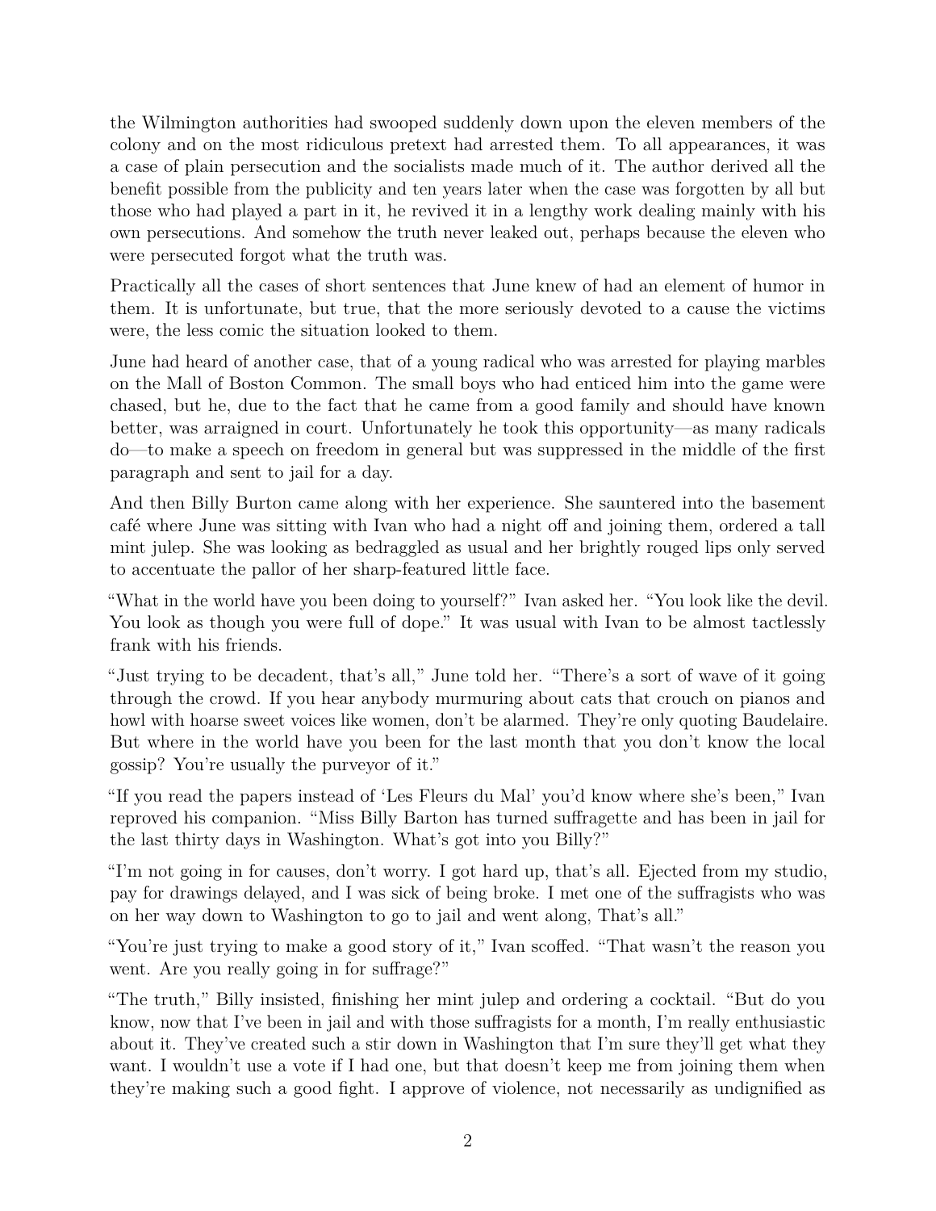the Wilmington authorities had swooped suddenly down upon the eleven members of the colony and on the most ridiculous pretext had arrested them. To all appearances, it was a case of plain persecution and the socialists made much of it. The author derived all the benefit possible from the publicity and ten years later when the case was forgotten by all but those who had played a part in it, he revived it in a lengthy work dealing mainly with his own persecutions. And somehow the truth never leaked out, perhaps because the eleven who were persecuted forgot what the truth was.

Practically all the cases of short sentences that June knew of had an element of humor in them. It is unfortunate, but true, that the more seriously devoted to a cause the victims were, the less comic the situation looked to them.

June had heard of another case, that of a young radical who was arrested for playing marbles on the Mall of Boston Common. The small boys who had enticed him into the game were chased, but he, due to the fact that he came from a good family and should have known better, was arraigned in court. Unfortunately he took this opportunity—as many radicals do—to make a speech on freedom in general but was suppressed in the middle of the first paragraph and sent to jail for a day.

And then Billy Burton came along with her experience. She sauntered into the basement café where June was sitting with Ivan who had a night off and joining them, ordered a tall mint julep. She was looking as bedraggled as usual and her brightly rouged lips only served to accentuate the pallor of her sharp-featured little face.

"What in the world have you been doing to yourself?" Ivan asked her. "You look like the devil. You look as though you were full of dope." It was usual with Ivan to be almost tactlessly frank with his friends.

"Just trying to be decadent, that's all," June told her. "There's a sort of wave of it going through the crowd. If you hear anybody murmuring about cats that crouch on pianos and howl with hoarse sweet voices like women, don't be alarmed. They're only quoting Baudelaire. But where in the world have you been for the last month that you don't know the local gossip? You're usually the purveyor of it."

"If you read the papers instead of 'Les Fleurs du Mal' you'd know where she's been," Ivan reproved his companion. "Miss Billy Barton has turned suffragette and has been in jail for the last thirty days in Washington. What's got into you Billy?"

"I'm not going in for causes, don't worry. I got hard up, that's all. Ejected from my studio, pay for drawings delayed, and I was sick of being broke. I met one of the suffragists who was on her way down to Washington to go to jail and went along, That's all."

"You're just trying to make a good story of it," Ivan scoffed. "That wasn't the reason you went. Are you really going in for suffrage?"

"The truth," Billy insisted, finishing her mint julep and ordering a cocktail. "But do you know, now that I've been in jail and with those suffragists for a month, I'm really enthusiastic about it. They've created such a stir down in Washington that I'm sure they'll get what they want. I wouldn't use a vote if I had one, but that doesn't keep me from joining them when they're making such a good fight. I approve of violence, not necessarily as undignified as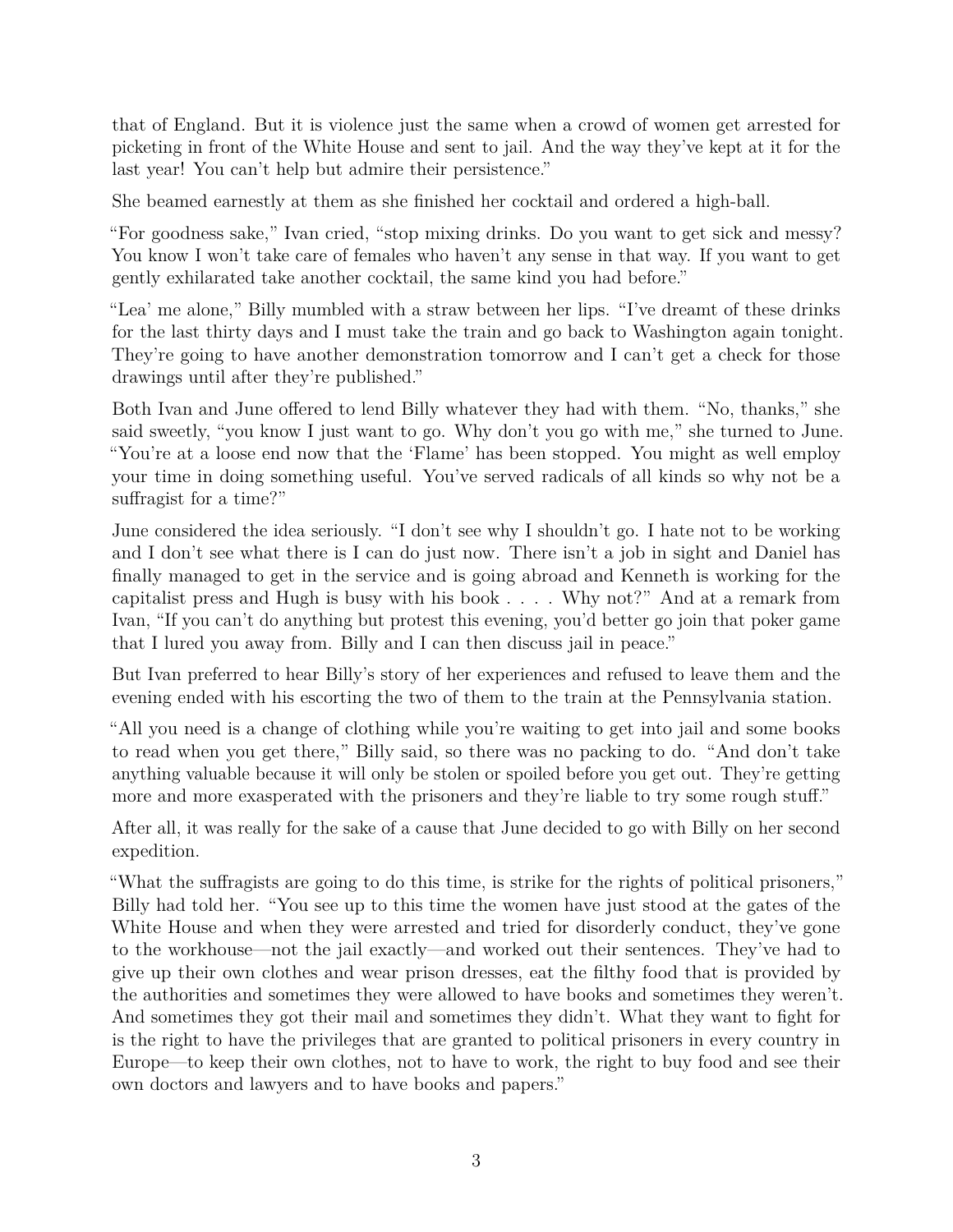that of England. But it is violence just the same when a crowd of women get arrested for picketing in front of the White House and sent to jail. And the way they've kept at it for the last year! You can't help but admire their persistence."

She beamed earnestly at them as she finished her cocktail and ordered a high-ball.

"For goodness sake," Ivan cried, "stop mixing drinks. Do you want to get sick and messy? You know I won't take care of females who haven't any sense in that way. If you want to get gently exhilarated take another cocktail, the same kind you had before."

"Lea' me alone," Billy mumbled with a straw between her lips. "I've dreamt of these drinks for the last thirty days and I must take the train and go back to Washington again tonight. They're going to have another demonstration tomorrow and I can't get a check for those drawings until after they're published."

Both Ivan and June offered to lend Billy whatever they had with them. "No, thanks," she said sweetly, "you know I just want to go. Why don't you go with me," she turned to June. "You're at a loose end now that the 'Flame' has been stopped. You might as well employ your time in doing something useful. You've served radicals of all kinds so why not be a suffragist for a time?"

June considered the idea seriously. "I don't see why I shouldn't go. I hate not to be working and I don't see what there is I can do just now. There isn't a job in sight and Daniel has finally managed to get in the service and is going abroad and Kenneth is working for the capitalist press and Hugh is busy with his book . . . . Why not?" And at a remark from Ivan, "If you can't do anything but protest this evening, you'd better go join that poker game that I lured you away from. Billy and I can then discuss jail in peace."

But Ivan preferred to hear Billy's story of her experiences and refused to leave them and the evening ended with his escorting the two of them to the train at the Pennsylvania station.

"All you need is a change of clothing while you're waiting to get into jail and some books to read when you get there," Billy said, so there was no packing to do. "And don't take anything valuable because it will only be stolen or spoiled before you get out. They're getting more and more exasperated with the prisoners and they're liable to try some rough stuff."

After all, it was really for the sake of a cause that June decided to go with Billy on her second expedition.

"What the suffragists are going to do this time, is strike for the rights of political prisoners," Billy had told her. "You see up to this time the women have just stood at the gates of the White House and when they were arrested and tried for disorderly conduct, they've gone to the workhouse—not the jail exactly—and worked out their sentences. They've had to give up their own clothes and wear prison dresses, eat the filthy food that is provided by the authorities and sometimes they were allowed to have books and sometimes they weren't. And sometimes they got their mail and sometimes they didn't. What they want to fight for is the right to have the privileges that are granted to political prisoners in every country in Europe—to keep their own clothes, not to have to work, the right to buy food and see their own doctors and lawyers and to have books and papers."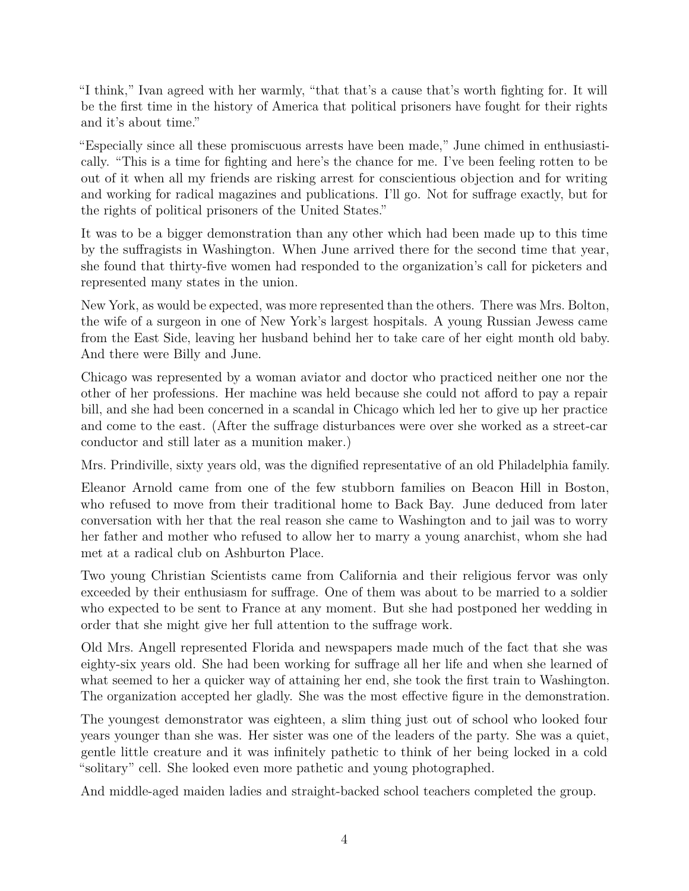"I think," Ivan agreed with her warmly, "that that's a cause that's worth fighting for. It will be the first time in the history of America that political prisoners have fought for their rights and it's about time."

"Especially since all these promiscuous arrests have been made," June chimed in enthusiastically. "This is a time for fighting and here's the chance for me. I've been feeling rotten to be out of it when all my friends are risking arrest for conscientious objection and for writing and working for radical magazines and publications. I'll go. Not for suffrage exactly, but for the rights of political prisoners of the United States."

It was to be a bigger demonstration than any other which had been made up to this time by the suffragists in Washington. When June arrived there for the second time that year, she found that thirty-five women had responded to the organization's call for picketers and represented many states in the union.

New York, as would be expected, was more represented than the others. There was Mrs. Bolton, the wife of a surgeon in one of New York's largest hospitals. A young Russian Jewess came from the East Side, leaving her husband behind her to take care of her eight month old baby. And there were Billy and June.

Chicago was represented by a woman aviator and doctor who practiced neither one nor the other of her professions. Her machine was held because she could not afford to pay a repair bill, and she had been concerned in a scandal in Chicago which led her to give up her practice and come to the east. (After the suffrage disturbances were over she worked as a street-car conductor and still later as a munition maker.)

Mrs. Prindiville, sixty years old, was the dignified representative of an old Philadelphia family.

Eleanor Arnold came from one of the few stubborn families on Beacon Hill in Boston, who refused to move from their traditional home to Back Bay. June deduced from later conversation with her that the real reason she came to Washington and to jail was to worry her father and mother who refused to allow her to marry a young anarchist, whom she had met at a radical club on Ashburton Place.

Two young Christian Scientists came from California and their religious fervor was only exceeded by their enthusiasm for suffrage. One of them was about to be married to a soldier who expected to be sent to France at any moment. But she had postponed her wedding in order that she might give her full attention to the suffrage work.

Old Mrs. Angell represented Florida and newspapers made much of the fact that she was eighty-six years old. She had been working for suffrage all her life and when she learned of what seemed to her a quicker way of attaining her end, she took the first train to Washington. The organization accepted her gladly. She was the most effective figure in the demonstration.

The youngest demonstrator was eighteen, a slim thing just out of school who looked four years younger than she was. Her sister was one of the leaders of the party. She was a quiet, gentle little creature and it was infinitely pathetic to think of her being locked in a cold "solitary" cell. She looked even more pathetic and young photographed.

And middle-aged maiden ladies and straight-backed school teachers completed the group.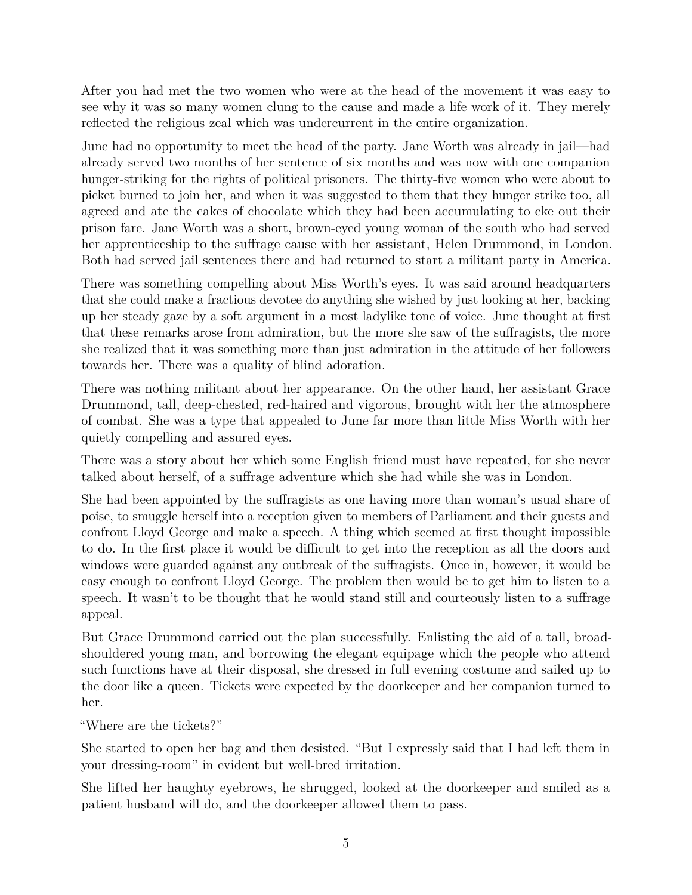After you had met the two women who were at the head of the movement it was easy to see why it was so many women clung to the cause and made a life work of it. They merely reflected the religious zeal which was undercurrent in the entire organization.

June had no opportunity to meet the head of the party. Jane Worth was already in jail—had already served two months of her sentence of six months and was now with one companion hunger-striking for the rights of political prisoners. The thirty-five women who were about to picket burned to join her, and when it was suggested to them that they hunger strike too, all agreed and ate the cakes of chocolate which they had been accumulating to eke out their prison fare. Jane Worth was a short, brown-eyed young woman of the south who had served her apprenticeship to the suffrage cause with her assistant, Helen Drummond, in London. Both had served jail sentences there and had returned to start a militant party in America.

There was something compelling about Miss Worth's eyes. It was said around headquarters that she could make a fractious devotee do anything she wished by just looking at her, backing up her steady gaze by a soft argument in a most ladylike tone of voice. June thought at first that these remarks arose from admiration, but the more she saw of the suffragists, the more she realized that it was something more than just admiration in the attitude of her followers towards her. There was a quality of blind adoration.

There was nothing militant about her appearance. On the other hand, her assistant Grace Drummond, tall, deep-chested, red-haired and vigorous, brought with her the atmosphere of combat. She was a type that appealed to June far more than little Miss Worth with her quietly compelling and assured eyes.

There was a story about her which some English friend must have repeated, for she never talked about herself, of a suffrage adventure which she had while she was in London.

She had been appointed by the suffragists as one having more than woman's usual share of poise, to smuggle herself into a reception given to members of Parliament and their guests and confront Lloyd George and make a speech. A thing which seemed at first thought impossible to do. In the first place it would be difficult to get into the reception as all the doors and windows were guarded against any outbreak of the suffragists. Once in, however, it would be easy enough to confront Lloyd George. The problem then would be to get him to listen to a speech. It wasn't to be thought that he would stand still and courteously listen to a suffrage appeal.

But Grace Drummond carried out the plan successfully. Enlisting the aid of a tall, broad-shouldered young man, and borrowing the elegant equipage which the people who attend such functions have at their disposal, she dressed in full evening costume and sailed up to the door like a queen. Tickets were expected by the doorkeeper and her companion turned to her.

"Where are the tickets?"

She started to open her bag and then desisted. "But I expressly said that I had left them in your dressing-room" in evident but well-bred irritation.

She lifted her haughty eyebrows, he shrugged, looked at the doorkeeper and smiled as a patient husband will do, and the doorkeeper allowed them to pass.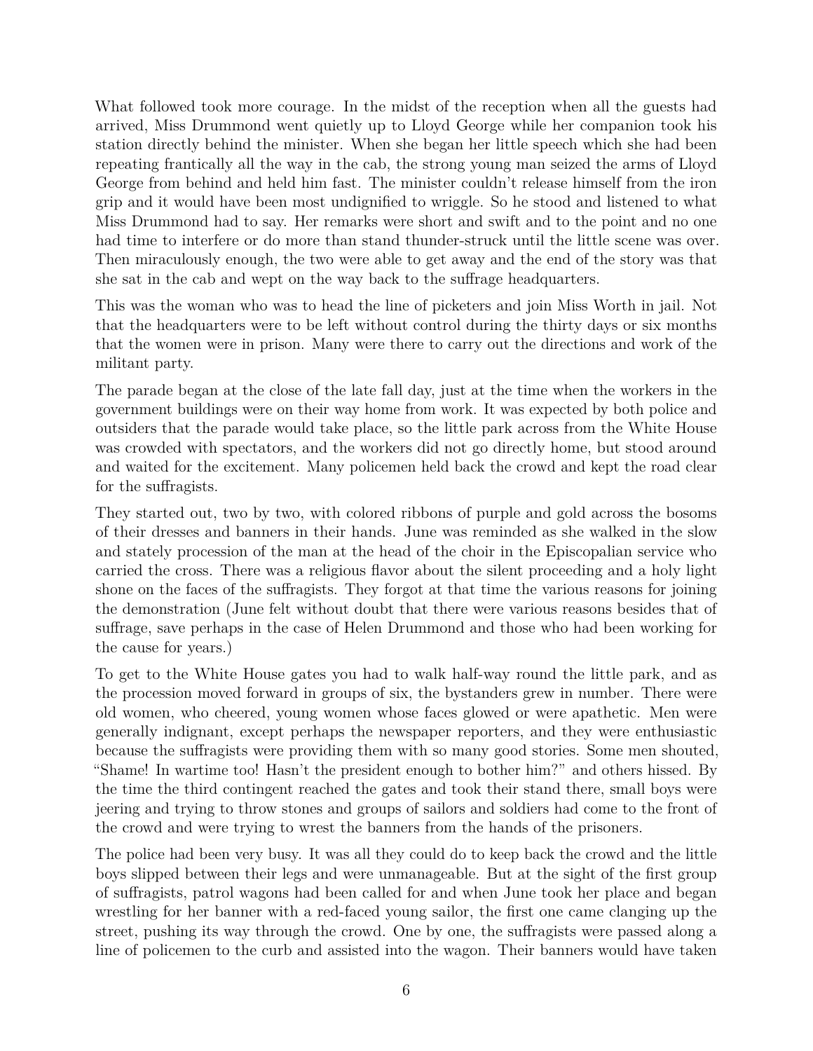What followed took more courage. In the midst of the reception when all the guests had arrived, Miss Drummond went quietly up to Lloyd George while her companion took his station directly behind the minister. When she began her little speech which she had been repeating frantically all the way in the cab, the strong young man seized the arms of Lloyd George from behind and held him fast. The minister couldn't release himself from the iron grip and it would have been most undignified to wriggle. So he stood and listened to what Miss Drummond had to say. Her remarks were short and swift and to the point and no one had time to interfere or do more than stand thunder-struck until the little scene was over. Then miraculously enough, the two were able to get away and the end of the story was that she sat in the cab and wept on the way back to the suffrage headquarters.

This was the woman who was to head the line of picketers and join Miss Worth in jail. Not that the headquarters were to be left without control during the thirty days or six months that the women were in prison. Many were there to carry out the directions and work of the militant party.

The parade began at the close of the late fall day, just at the time when the workers in the government buildings were on their way home from work. It was expected by both police and outsiders that the parade would take place, so the little park across from the White House was crowded with spectators, and the workers did not go directly home, but stood around and waited for the excitement. Many policemen held back the crowd and kept the road clear for the suffragists.

They started out, two by two, with colored ribbons of purple and gold across the bosoms of their dresses and banners in their hands. June was reminded as she walked in the slow and stately procession of the man at the head of the choir in the Episcopalian service who carried the cross. There was a religious flavor about the silent proceeding and a holy light shone on the faces of the suffragists. They forgot at that time the various reasons for joining the demonstration (June felt without doubt that there were various reasons besides that of suffrage, save perhaps in the case of Helen Drummond and those who had been working for the cause for years.)

To get to the White House gates you had to walk half-way round the little park, and as the procession moved forward in groups of six, the bystanders grew in number. There were old women, who cheered, young women whose faces glowed or were apathetic. Men were generally indignant, except perhaps the newspaper reporters, and they were enthusiastic because the suffragists were providing them with so many good stories. Some men shouted, "Shame! In wartime too! Hasn't the president enough to bother him?" and others hissed. By the time the third contingent reached the gates and took their stand there, small boys were jeering and trying to throw stones and groups of sailors and soldiers had come to the front of the crowd and were trying to wrest the banners from the hands of the prisoners.

The police had been very busy. It was all they could do to keep back the crowd and the little boys slipped between their legs and were unmanageable. But at the sight of the first group of suffragists, patrol wagons had been called for and when June took her place and began wrestling for her banner with a red-faced young sailor, the first one came clanging up the street, pushing its way through the crowd. One by one, the suffragists were passed along a line of policemen to the curb and assisted into the wagon. Their banners would have taken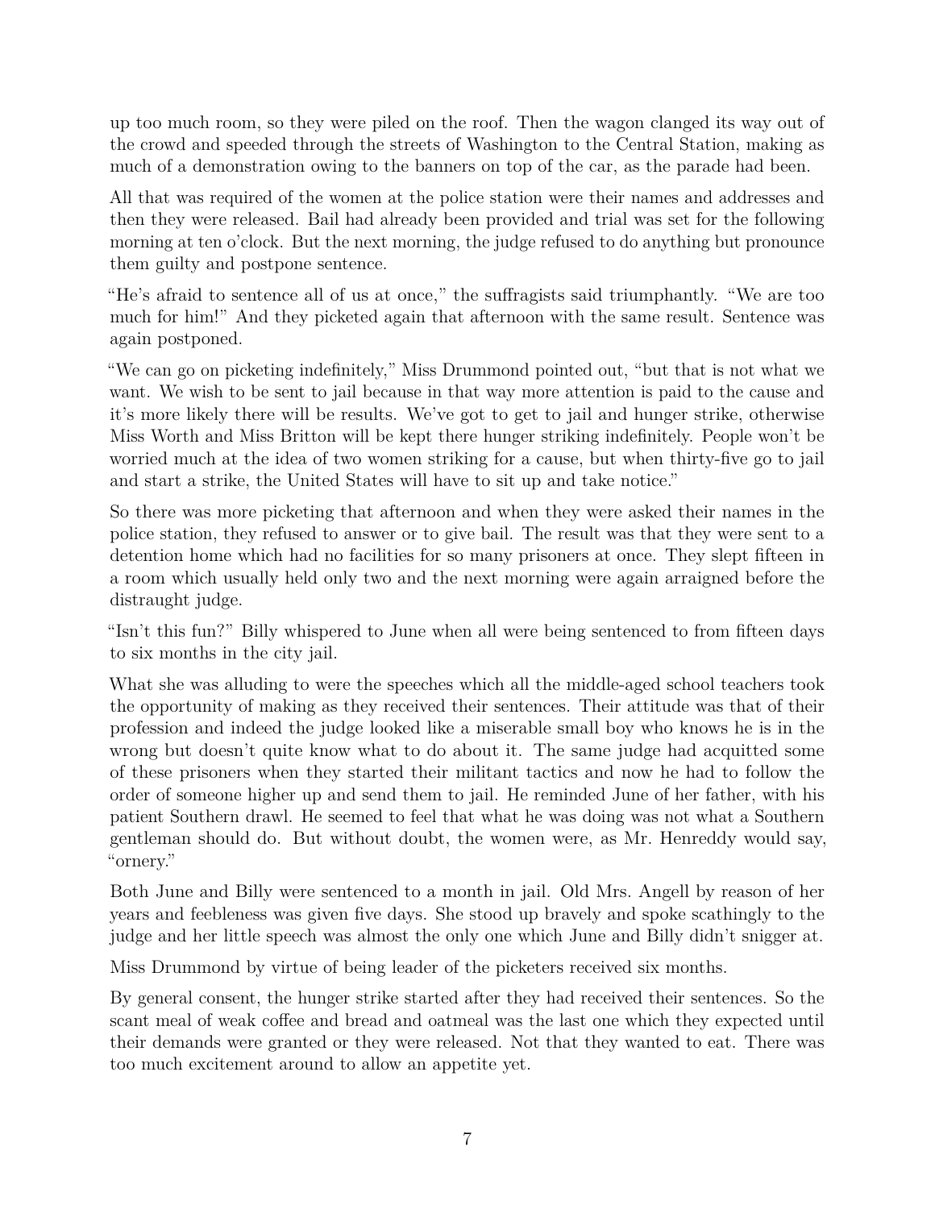up too much room, so they were piled on the roof. Then the wagon clanged its way out of the crowd and speeded through the streets of Washington to the Central Station, making as much of a demonstration owing to the banners on top of the car, as the parade had been.

All that was required of the women at the police station were their names and addresses and then they were released. Bail had already been provided and trial was set for the following morning at ten o'clock. But the next morning, the judge refused to do anything but pronounce them guilty and postpone sentence.

"He's afraid to sentence all of us at once," the suffragists said triumphantly. "We are too much for him!" And they picketed again that afternoon with the same result. Sentence was again postponed.

"We can go on picketing indefinitely," Miss Drummond pointed out, "but that is not what we want. We wish to be sent to jail because in that way more attention is paid to the cause and it's more likely there will be results. We've got to get to jail and hunger strike, otherwise Miss Worth and Miss Britton will be kept there hunger striking indefinitely. People won't be worried much at the idea of two women striking for a cause, but when thirty-five go to jail and start a strike, the United States will have to sit up and take notice."

So there was more picketing that afternoon and when they were asked their names in the police station, they refused to answer or to give bail. The result was that they were sent to a detention home which had no facilities for so many prisoners at once. They slept fifteen in a room which usually held only two and the next morning were again arraigned before the distraught judge.

"Isn't this fun?" Billy whispered to June when all were being sentenced to from fifteen days to six months in the city jail.

What she was alluding to were the speeches which all the middle-aged school teachers took the opportunity of making as they received their sentences. Their attitude was that of their profession and indeed the judge looked like a miserable small boy who knows he is in the wrong but doesn't quite know what to do about it. The same judge had acquitted some of these prisoners when they started their militant tactics and now he had to follow the order of someone higher up and send them to jail. He reminded June of her father, with his patient Southern drawl. He seemed to feel that what he was doing was not what a Southern gentleman should do. But without doubt, the women were, as Mr. Henreddy would say, "ornery."

Both June and Billy were sentenced to a month in jail. Old Mrs. Angell by reason of her years and feebleness was given five days. She stood up bravely and spoke scathingly to the judge and her little speech was almost the only one which June and Billy didn't snigger at.

Miss Drummond by virtue of being leader of the picketers received six months.

By general consent, the hunger strike started after they had received their sentences. So the scant meal of weak coffee and bread and oatmeal was the last one which they expected until their demands were granted or they were released. Not that they wanted to eat. There was too much excitement around to allow an appetite yet.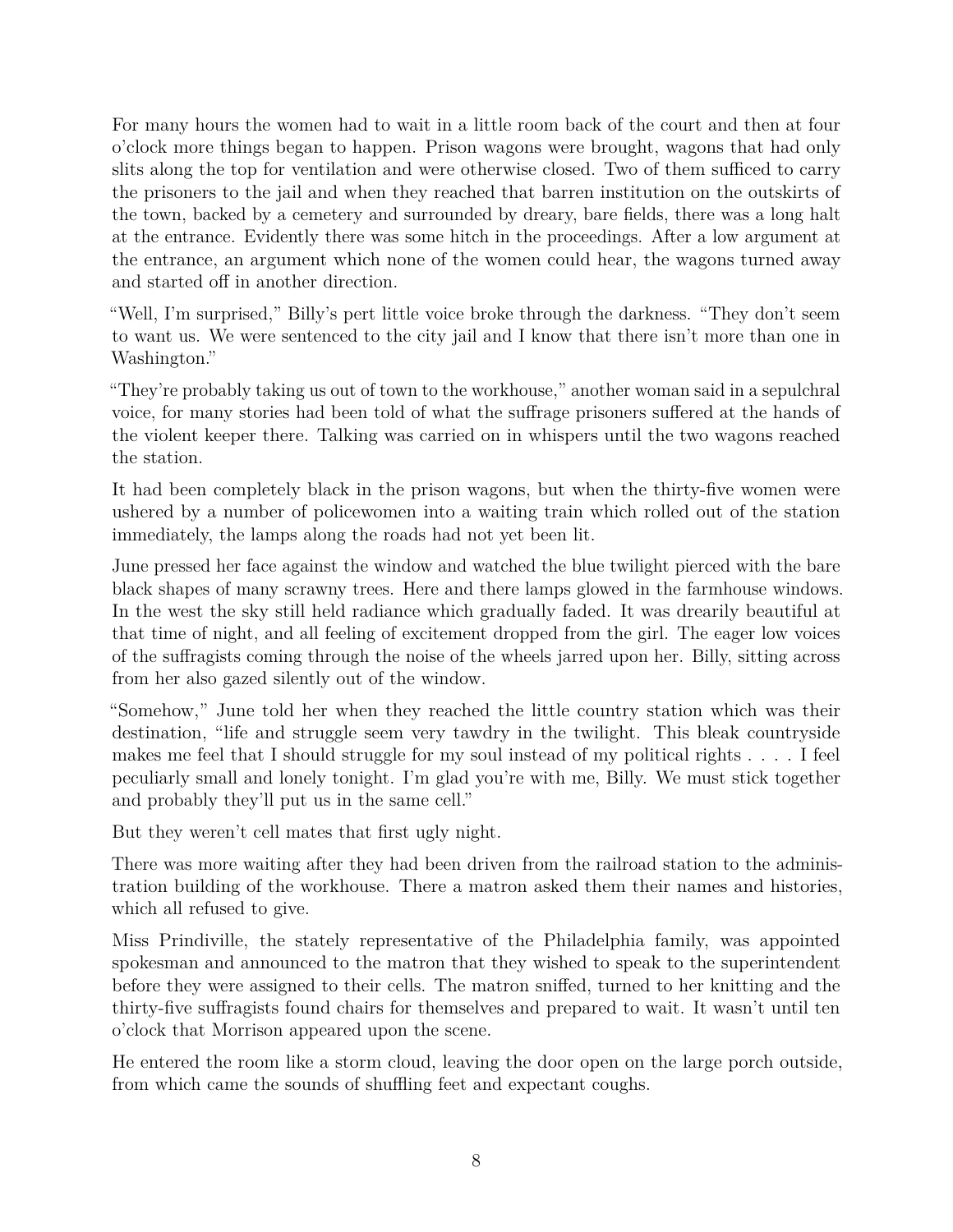For many hours the women had to wait in a little room back of the court and then at four o'clock more things began to happen. Prison wagons were brought, wagons that had only slits along the top for ventilation and were otherwise closed. Two of them sufficed to carry the prisoners to the jail and when they reached that barren institution on the outskirts of the town, backed by a cemetery and surrounded by dreary, bare fields, there was a long halt at the entrance. Evidently there was some hitch in the proceedings. After a low argument at the entrance, an argument which none of the women could hear, the wagons turned away and started off in another direction.

"Well, I'm surprised," Billy's pert little voice broke through the darkness. "They don't seem to want us. We were sentenced to the city jail and I know that there isn't more than one in Washington."

"They're probably taking us out of town to the workhouse," another woman said in a sepulchral voice, for many stories had been told of what the suffrage prisoners suffered at the hands of the violent keeper there. Talking was carried on in whispers until the two wagons reached the station.

It had been completely black in the prison wagons, but when the thirty-five women were ushered by a number of policewomen into a waiting train which rolled out of the station immediately, the lamps along the roads had not yet been lit.

June pressed her face against the window and watched the blue twilight pierced with the bare black shapes of many scrawny trees. Here and there lamps glowed in the farmhouse windows. In the west the sky still held radiance which gradually faded. It was drearily beautiful at that time of night, and all feeling of excitement dropped from the girl. The eager low voices of the suffragists coming through the noise of the wheels jarred upon her. Billy, sitting across from her also gazed silently out of the window.

"Somehow," June told her when they reached the little country station which was their destination, "life and struggle seem very tawdry in the twilight. This bleak countryside makes me feel that I should struggle for my soul instead of my political rights . . . . I feel peculiarly small and lonely tonight. I'm glad you're with me, Billy. We must stick together and probably they'll put us in the same cell."

But they weren't cell mates that first ugly night.

There was more waiting after they had been driven from the railroad station to the administration building of the workhouse. There a matron asked them their names and histories, which all refused to give.

Miss Prindiville, the stately representative of the Philadelphia family, was appointed spokesman and announced to the matron that they wished to speak to the superintendent before they were assigned to their cells. The matron sniffed, turned to her knitting and the thirty-five suffragists found chairs for themselves and prepared to wait. It wasn't until ten o'clock that Morrison appeared upon the scene.

He entered the room like a storm cloud, leaving the door open on the large porch outside, from which came the sounds of shuffling feet and expectant coughs.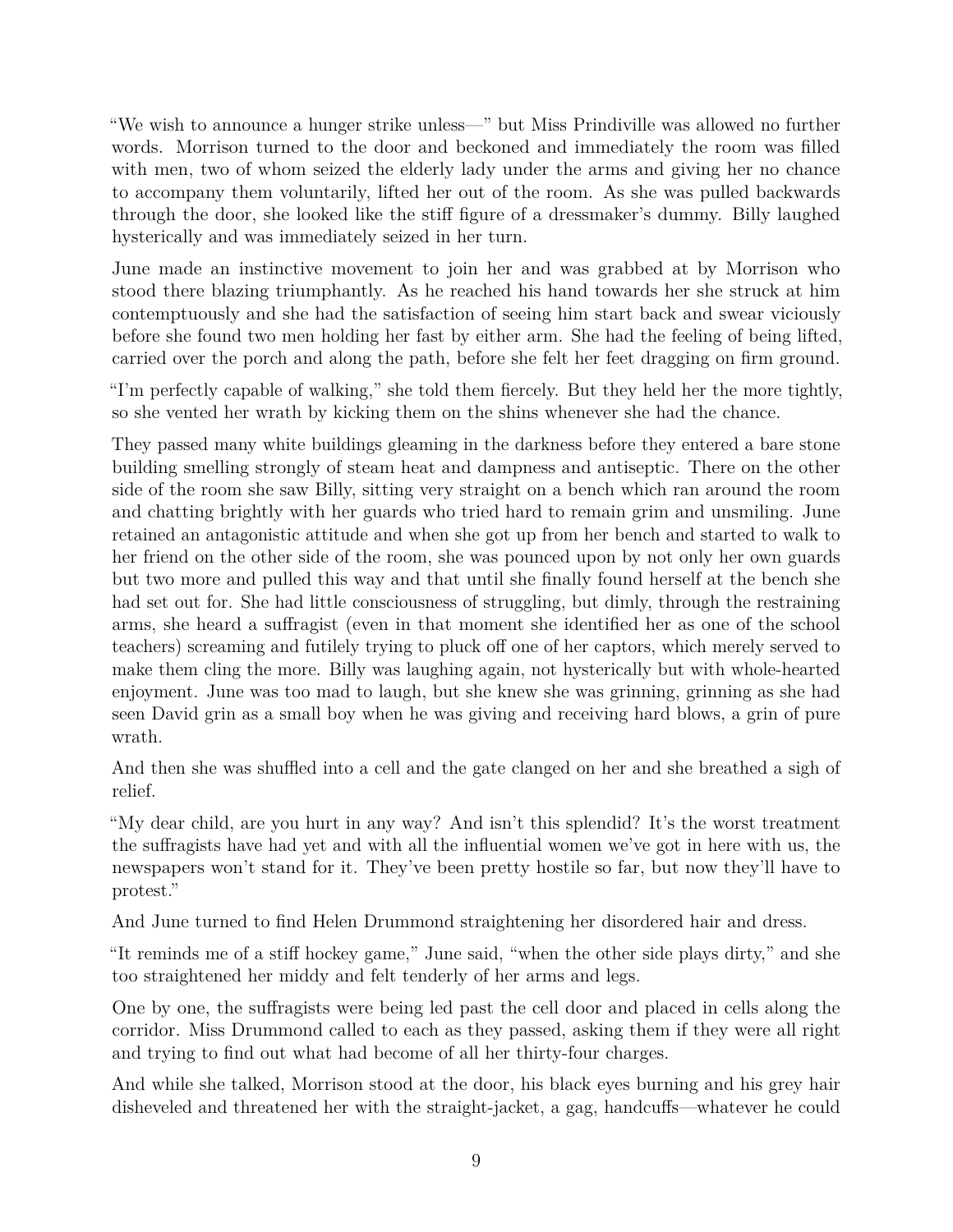"We wish to announce a hunger strike unless—" but Miss Prindiville was allowed no further words. Morrison turned to the door and beckoned and immediately the room was filled with men, two of whom seized the elderly lady under the arms and giving her no chance to accompany them voluntarily, lifted her out of the room. As she was pulled backwards through the door, she looked like the stiff figure of a dressmaker's dummy. Billy laughed hysterically and was immediately seized in her turn.

June made an instinctive movement to join her and was grabbed at by Morrison who stood there blazing triumphantly. As he reached his hand towards her she struck at him contemptuously and she had the satisfaction of seeing him start back and swear viciously before she found two men holding her fast by either arm. She had the feeling of being lifted, carried over the porch and along the path, before she felt her feet dragging on firm ground.

"I'm perfectly capable of walking," she told them fiercely. But they held her the more tightly, so she vented her wrath by kicking them on the shins whenever she had the chance.

They passed many white buildings gleaming in the darkness before they entered a bare stone building smelling strongly of steam heat and dampness and antiseptic. There on the other side of the room she saw Billy, sitting very straight on a bench which ran around the room and chatting brightly with her guards who tried hard to remain grim and unsmiling. June retained an antagonistic attitude and when she got up from her bench and started to walk to her friend on the other side of the room, she was pounced upon by not only her own guards but two more and pulled this way and that until she finally found herself at the bench she had set out for. She had little consciousness of struggling, but dimly, through the restraining arms, she heard a suffragist (even in that moment she identified her as one of the school teachers) screaming and futilely trying to pluck off one of her captors, which merely served to make them cling the more. Billy was laughing again, not hysterically but with whole-hearted enjoyment. June was too mad to laugh, but she knew she was grinning, grinning as she had seen David grin as a small boy when he was giving and receiving hard blows, a grin of pure wrath.

And then she was shuffled into a cell and the gate clanged on her and she breathed a sigh of relief.

"My dear child, are you hurt in any way? And isn't this splendid? It's the worst treatment the suffragists have had yet and with all the influential women we've got in here with us, the newspapers won't stand for it. They've been pretty hostile so far, but now they'll have to protest."

And June turned to find Helen Drummond straightening her disordered hair and dress.

"It reminds me of a stiff hockey game," June said, "when the other side plays dirty," and she too straightened her middy and felt tenderly of her arms and legs.

One by one, the suffragists were being led past the cell door and placed in cells along the corridor. Miss Drummond called to each as they passed, asking them if they were all right and trying to find out what had become of all her thirty-four charges.

And while she talked, Morrison stood at the door, his black eyes burning and his grey hair disheveled and threatened her with the straight-jacket, a gag, handcuffs—whatever he could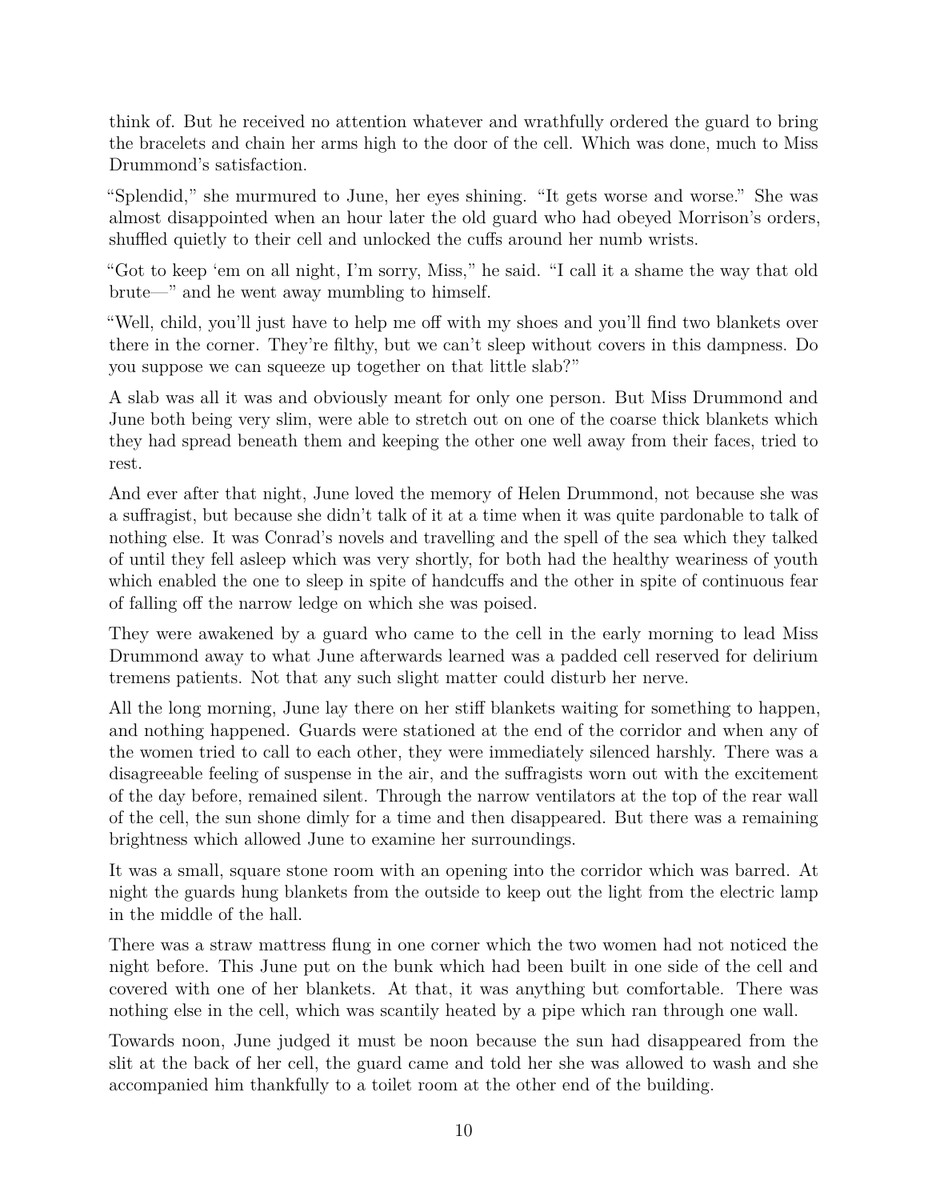think of. But he received no attention whatever and wrathfully ordered the guard to bring the bracelets and chain her arms high to the door of the cell. Which was done, much to Miss Drummond's satisfaction.

"Splendid," she murmured to June, her eyes shining. "It gets worse and worse." She was almost disappointed when an hour later the old guard who had obeyed Morrison's orders, shuffled quietly to their cell and unlocked the cuffs around her numb wrists.

"Got to keep 'em on all night, I'm sorry, Miss," he said. "I call it a shame the way that old brute—" and he went away mumbling to himself.

"Well, child, you'll just have to help me off with my shoes and you'll find two blankets over there in the corner. They're filthy, but we can't sleep without covers in this dampness. Do you suppose we can squeeze up together on that little slab?"

A slab was all it was and obviously meant for only one person. But Miss Drummond and June both being very slim, were able to stretch out on one of the coarse thick blankets which they had spread beneath them and keeping the other one well away from their faces, tried to rest.

And ever after that night, June loved the memory of Helen Drummond, not because she was a suffragist, but because she didn't talk of it at a time when it was quite pardonable to talk of nothing else. It was Conrad's novels and travelling and the spell of the sea which they talked of until they fell asleep which was very shortly, for both had the healthy weariness of youth which enabled the one to sleep in spite of handcuffs and the other in spite of continuous fear of falling off the narrow ledge on which she was poised.

They were awakened by a guard who came to the cell in the early morning to lead Miss Drummond away to what June afterwards learned was a padded cell reserved for delirium tremens patients. Not that any such slight matter could disturb her nerve.

All the long morning, June lay there on her stiff blankets waiting for something to happen, and nothing happened. Guards were stationed at the end of the corridor and when any of the women tried to call to each other, they were immediately silenced harshly. There was a disagreeable feeling of suspense in the air, and the suffragists worn out with the excitement of the day before, remained silent. Through the narrow ventilators at the top of the rear wall of the cell, the sun shone dimly for a time and then disappeared. But there was a remaining brightness which allowed June to examine her surroundings.

It was a small, square stone room with an opening into the corridor which was barred. At night the guards hung blankets from the outside to keep out the light from the electric lamp in the middle of the hall.

There was a straw mattress flung in one corner which the two women had not noticed the night before. This June put on the bunk which had been built in one side of the cell and covered with one of her blankets. At that, it was anything but comfortable. There was nothing else in the cell, which was scantily heated by a pipe which ran through one wall.

Towards noon, June judged it must be noon because the sun had disappeared from the slit at the back of her cell, the guard came and told her she was allowed to wash and she accompanied him thankfully to a toilet room at the other end of the building.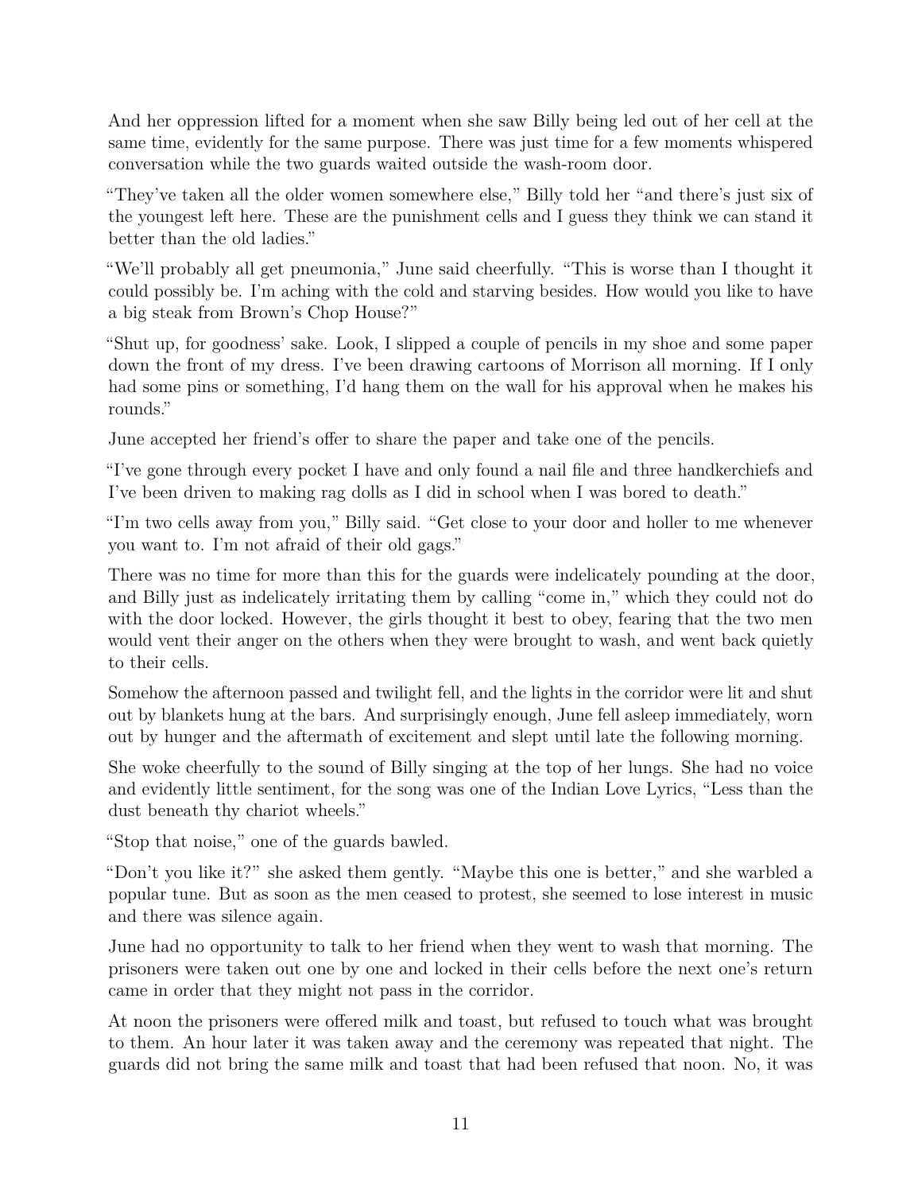And her oppression lifted for a moment when she saw Billy being led out of her cell at the same time, evidently for the same purpose. There was just time for a few moments whispered conversation while the two guards waited outside the wash-room door.

"They've taken all the older women somewhere else," Billy told her "and there's just six of the youngest left here. These are the punishment cells and I guess they think we can stand it better than the old ladies."

"We'll probably all get pneumonia," June said cheerfully. "This is worse than I thought it could possibly be. I'm aching with the cold and starving besides. How would you like to have a big steak from Brown's Chop House?"

"Shut up, for goodness' sake. Look, I slipped a couple of pencils in my shoe and some paper down the front of my dress. I've been drawing cartoons of Morrison all morning. If I only had some pins or something, I'd hang them on the wall for his approval when he makes his rounds."

June accepted her friend's offer to share the paper and take one of the pencils.

"I've gone through every pocket I have and only found a nail file and three handkerchiefs and I've been driven to making rag dolls as I did in school when I was bored to death."

"I'm two cells away from you," Billy said. "Get close to your door and holler to me whenever you want to. I'm not afraid of their old gags."

There was no time for more than this for the guards were indelicately pounding at the door, and Billy just as indelicately irritating them by calling "come in," which they could not do with the door locked. However, the girls thought it best to obey, fearing that the two men would vent their anger on the others when they were brought to wash, and went back quietly to their cells.

Somehow the afternoon passed and twilight fell, and the lights in the corridor were lit and shut out by blankets hung at the bars. And surprisingly enough, June fell asleep immediately, worn out by hunger and the aftermath of excitement and slept until late the following morning.

She woke cheerfully to the sound of Billy singing at the top of her lungs. She had no voice and evidently little sentiment, for the song was one of the Indian Love Lyrics, "Less than the dust beneath thy chariot wheels."

"Stop that noise," one of the guards bawled.

"Don't you like it?" she asked them gently. "Maybe this one is better," and she warbled a popular tune. But as soon as the men ceased to protest, she seemed to lose interest in music and there was silence again.

June had no opportunity to talk to her friend when they went to wash that morning. The prisoners were taken out one by one and locked in their cells before the next one's return came in order that they might not pass in the corridor.

At noon the prisoners were offered milk and toast, but refused to touch what was brought to them. An hour later it was taken away and the ceremony was repeated that night. The guards did not bring the same milk and toast that had been refused that noon. No, it was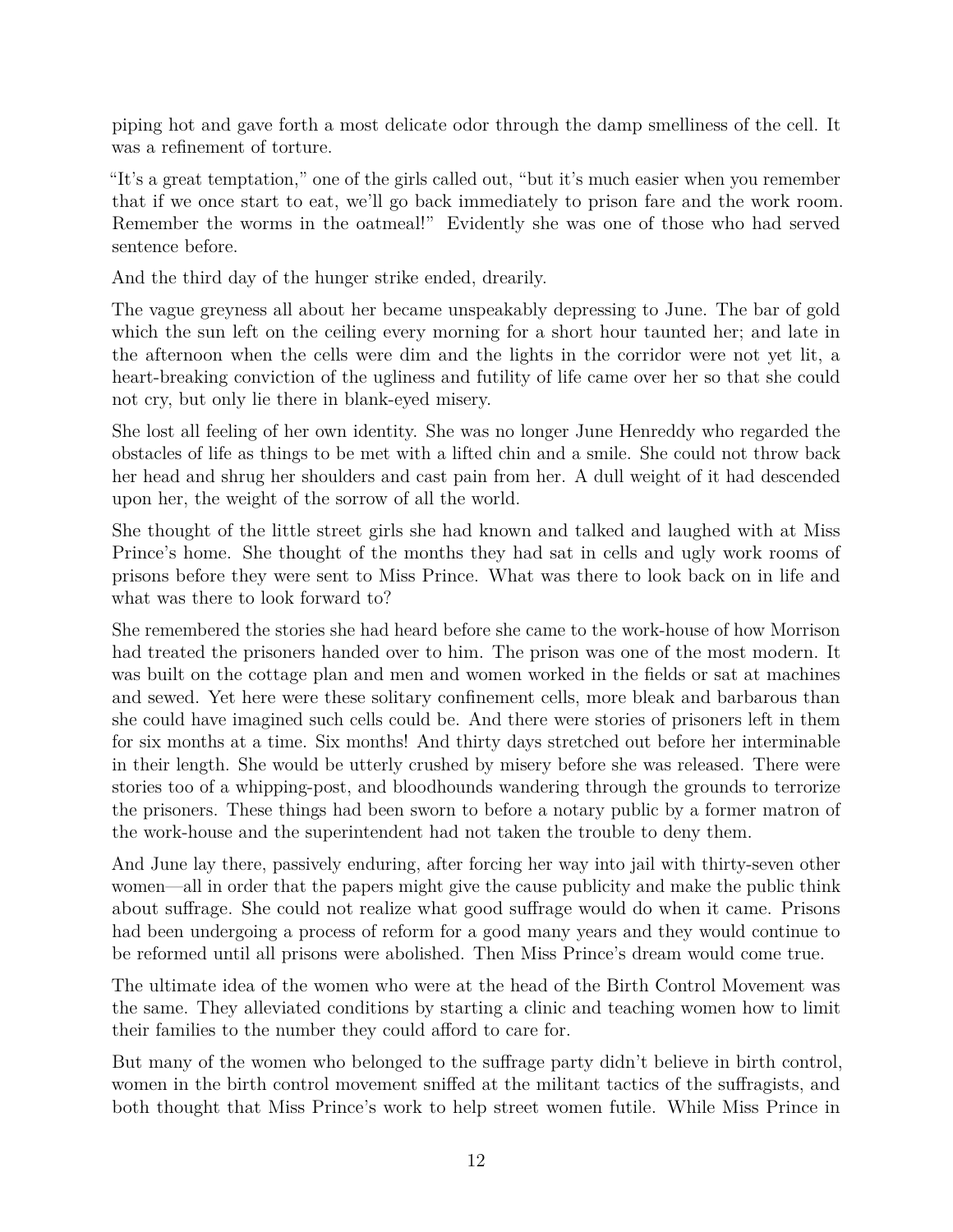piping hot and gave forth a most delicate odor through the damp smelliness of the cell. It was a refinement of torture.

"It's a great temptation," one of the girls called out, "but it's much easier when you remember that if we once start to eat, we'll go back immediately to prison fare and the work room. Remember the worms in the oatmeal!" Evidently she was one of those who had served sentence before.

And the third day of the hunger strike ended, drearily.

The vague greyness all about her became unspeakably depressing to June. The bar of gold which the sun left on the ceiling every morning for a short hour taunted her; and late in the afternoon when the cells were dim and the lights in the corridor were not yet lit, a heart-breaking conviction of the ugliness and futility of life came over her so that she could not cry, but only lie there in blank-eyed misery.

She lost all feeling of her own identity. She was no longer June Henreddy who regarded the obstacles of life as things to be met with a lifted chin and a smile. She could not throw back her head and shrug her shoulders and cast pain from her. A dull weight of it had descended upon her, the weight of the sorrow of all the world.

She thought of the little street girls she had known and talked and laughed with at Miss Prince's home. She thought of the months they had sat in cells and ugly work rooms of prisons before they were sent to Miss Prince. What was there to look back on in life and what was there to look forward to?

She remembered the stories she had heard before she came to the work-house of how Morrison had treated the prisoners handed over to him. The prison was one of the most modern. It was built on the cottage plan and men and women worked in the fields or sat at machines and sewed. Yet here were these solitary confinement cells, more bleak and barbarous than she could have imagined such cells could be. And there were stories of prisoners left in them for six months at a time. Six months! And thirty days stretched out before her interminable in their length. She would be utterly crushed by misery before she was released. There were stories too of a whipping-post, and bloodhounds wandering through the grounds to terrorize the prisoners. These things had been sworn to before a notary public by a former matron of the work-house and the superintendent had not taken the trouble to deny them.

And June lay there, passively enduring, after forcing her way into jail with thirty-seven other women—all in order that the papers might give the cause publicity and make the public think about suffrage. She could not realize what good suffrage would do when it came. Prisons had been undergoing a process of reform for a good many years and they would continue to be reformed until all prisons were abolished. Then Miss Prince's dream would come true.

The ultimate idea of the women who were at the head of the Birth Control Movement was the same. They alleviated conditions by starting a clinic and teaching women how to limit their families to the number they could afford to care for.

But many of the women who belonged to the suffrage party didn't believe in birth control, women in the birth control movement sniffed at the militant tactics of the suffragists, and both thought that Miss Prince's work to help street women futile. While Miss Prince in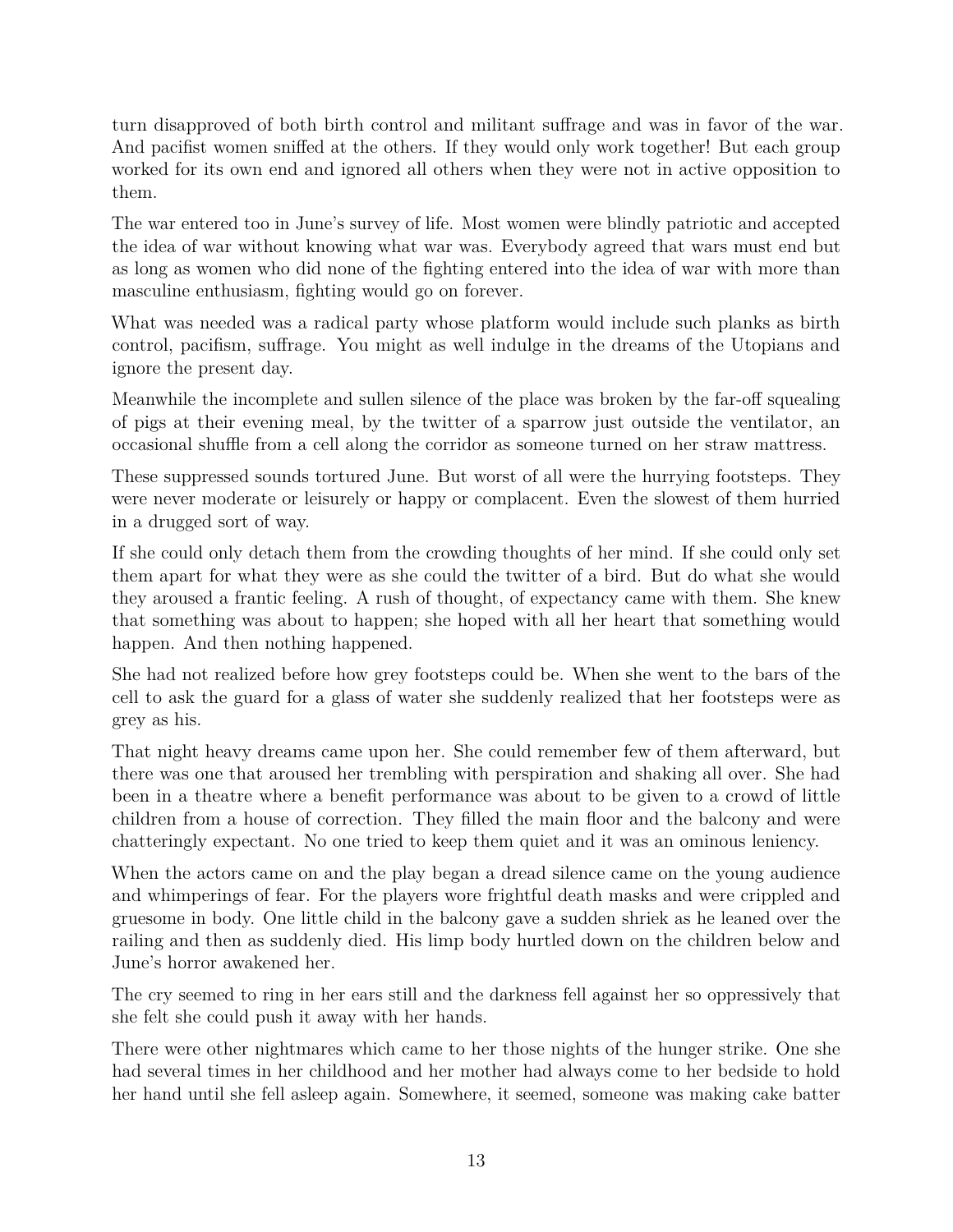turn disapproved of both birth control and militant suffrage and was in favor of the war. And pacifist women sniffed at the others. If they would only work together! But each group worked for its own end and ignored all others when they were not in active opposition to them.

The war entered too in June's survey of life. Most women were blindly patriotic and accepted the idea of war without knowing what war was. Everybody agreed that wars must end but as long as women who did none of the fighting entered into the idea of war with more than masculine enthusiasm, fighting would go on forever.

What was needed was a radical party whose platform would include such planks as birth control, pacifism, suffrage. You might as well indulge in the dreams of the Utopians and ignore the present day.

Meanwhile the incomplete and sullen silence of the place was broken by the far-off squealing of pigs at their evening meal, by the twitter of a sparrow just outside the ventilator, an occasional shuffle from a cell along the corridor as someone turned on her straw mattress.

These suppressed sounds tortured June. But worst of all were the hurrying footsteps. They were never moderate or leisurely or happy or complacent. Even the slowest of them hurried in a drugged sort of way.

If she could only detach them from the crowding thoughts of her mind. If she could only set them apart for what they were as she could the twitter of a bird. But do what she would they aroused a frantic feeling. A rush of thought, of expectancy came with them. She knew that something was about to happen; she hoped with all her heart that something would happen. And then nothing happened.

She had not realized before how grey footsteps could be. When she went to the bars of the cell to ask the guard for a glass of water she suddenly realized that her footsteps were as grey as his.

That night heavy dreams came upon her. She could remember few of them afterward, but there was one that aroused her trembling with perspiration and shaking all over. She had been in a theatre where a benefit performance was about to be given to a crowd of little children from a house of correction. They filled the main floor and the balcony and were chatteringly expectant. No one tried to keep them quiet and it was an ominous leniency.

When the actors came on and the play began a dread silence came on the young audience and whimperings of fear. For the players wore frightful death masks and were crippled and gruesome in body. One little child in the balcony gave a sudden shriek as he leaned over the railing and then as suddenly died. His limp body hurtled down on the children below and June's horror awakened her.

The cry seemed to ring in her ears still and the darkness fell against her so oppressively that she felt she could push it away with her hands.

There were other nightmares which came to her those nights of the hunger strike. One she had several times in her childhood and her mother had always come to her bedside to hold her hand until she fell asleep again. Somewhere, it seemed, someone was making cake batter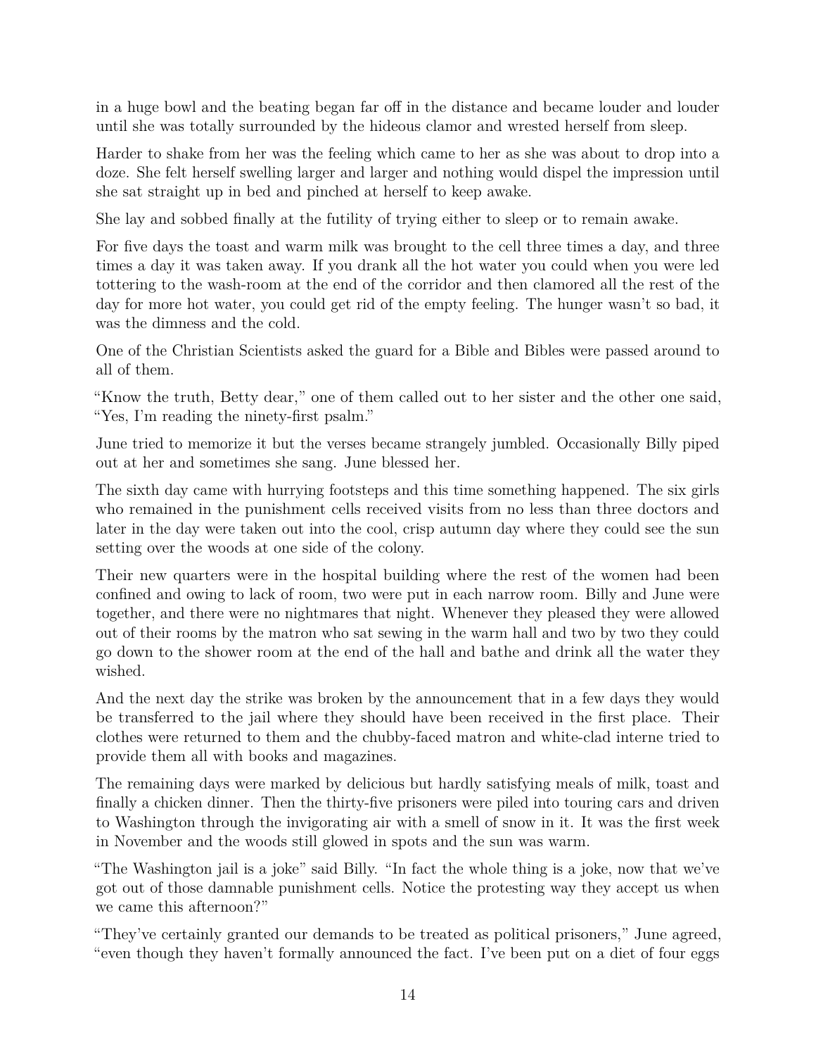in a huge bowl and the beating began far off in the distance and became louder and louder until she was totally surrounded by the hideous clamor and wrested herself from sleep.

Harder to shake from her was the feeling which came to her as she was about to drop into a doze. She felt herself swelling larger and larger and nothing would dispel the impression until she sat straight up in bed and pinched at herself to keep awake.

She lay and sobbed finally at the futility of trying either to sleep or to remain awake.

For five days the toast and warm milk was brought to the cell three times a day, and three times a day it was taken away. If you drank all the hot water you could when you were led tottering to the wash-room at the end of the corridor and then clamored all the rest of the day for more hot water, you could get rid of the empty feeling. The hunger wasn't so bad, it was the dimness and the cold.

One of the Christian Scientists asked the guard for a Bible and Bibles were passed around to all of them.

"Know the truth, Betty dear," one of them called out to her sister and the other one said, "Yes, I'm reading the ninety-first psalm."

June tried to memorize it but the verses became strangely jumbled. Occasionally Billy piped out at her and sometimes she sang. June blessed her.

The sixth day came with hurrying footsteps and this time something happened. The six girls who remained in the punishment cells received visits from no less than three doctors and later in the day were taken out into the cool, crisp autumn day where they could see the sun setting over the woods at one side of the colony.

Their new quarters were in the hospital building where the rest of the women had been confined and owing to lack of room, two were put in each narrow room. Billy and June were together, and there were no nightmares that night. Whenever they pleased they were allowed out of their rooms by the matron who sat sewing in the warm hall and two by two they could go down to the shower room at the end of the hall and bathe and drink all the water they wished.

And the next day the strike was broken by the announcement that in a few days they would be transferred to the jail where they should have been received in the first place. Their clothes were returned to them and the chubby-faced matron and white-clad interne tried to provide them all with books and magazines.

The remaining days were marked by delicious but hardly satisfying meals of milk, toast and finally a chicken dinner. Then the thirty-five prisoners were piled into touring cars and driven to Washington through the invigorating air with a smell of snow in it. It was the first week in November and the woods still glowed in spots and the sun was warm.

"The Washington jail is a joke" said Billy. "In fact the whole thing is a joke, now that we've got out of those damnable punishment cells. Notice the protesting way they accept us when we came this afternoon?"

"They've certainly granted our demands to be treated as political prisoners," June agreed, "even though they haven't formally announced the fact. I've been put on a diet of four eggs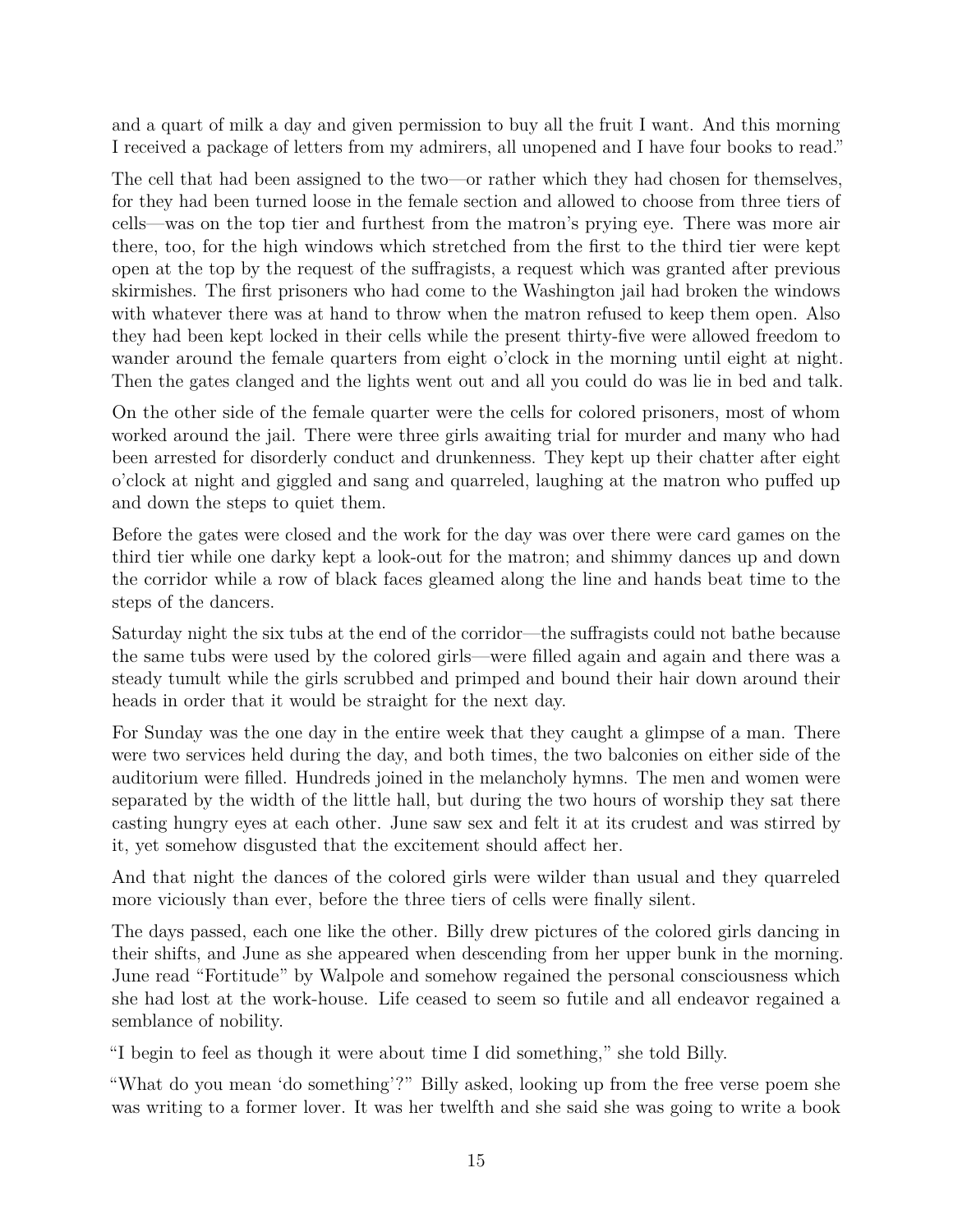and a quart of milk a day and given permission to buy all the fruit I want. And this morning I received a package of letters from my admirers, all unopened and I have four books to read."

The cell that had been assigned to the two—or rather which they had chosen for themselves, for they had been turned loose in the female section and allowed to choose from three tiers of cells—was on the top tier and furthest from the matron's prying eye. There was more air there, too, for the high windows which stretched from the first to the third tier were kept open at the top by the request of the suffragists, a request which was granted after previous skirmishes. The first prisoners who had come to the Washington jail had broken the windows with whatever there was at hand to throw when the matron refused to keep them open. Also they had been kept locked in their cells while the present thirty-five were allowed freedom to wander around the female quarters from eight o'clock in the morning until eight at night. Then the gates clanged and the lights went out and all you could do was lie in bed and talk.

On the other side of the female quarter were the cells for colored prisoners, most of whom worked around the jail. There were three girls awaiting trial for murder and many who had been arrested for disorderly conduct and drunkenness. They kept up their chatter after eight o'clock at night and giggled and sang and quarreled, laughing at the matron who puffed up and down the steps to quiet them.

Before the gates were closed and the work for the day was over there were card games on the third tier while one darky kept a look-out for the matron; and shimmy dances up and down the corridor while a row of black faces gleamed along the line and hands beat time to the steps of the dancers.

Saturday night the six tubs at the end of the corridor—the suffragists could not bathe because the same tubs were used by the colored girls—were filled again and again and there was a steady tumult while the girls scrubbed and primped and bound their hair down around their heads in order that it would be straight for the next day.

For Sunday was the one day in the entire week that they caught a glimpse of a man. There were two services held during the day, and both times, the two balconies on either side of the auditorium were filled. Hundreds joined in the melancholy hymns. The men and women were separated by the width of the little hall, but during the two hours of worship they sat there casting hungry eyes at each other. June saw sex and felt it at its crudest and was stirred by it, yet somehow disgusted that the excitement should affect her.

And that night the dances of the colored girls were wilder than usual and they quarreled more viciously than ever, before the three tiers of cells were finally silent.

The days passed, each one like the other. Billy drew pictures of the colored girls dancing in their shifts, and June as she appeared when descending from her upper bunk in the morning. June read "Fortitude" by Walpole and somehow regained the personal consciousness which she had lost at the work-house. Life ceased to seem so futile and all endeavor regained a semblance of nobility.

"I begin to feel as though it were about time I did something," she told Billy.

"What do you mean 'do something'?" Billy asked, looking up from the free verse poem she was writing to a former lover. It was her twelfth and she said she was going to write a book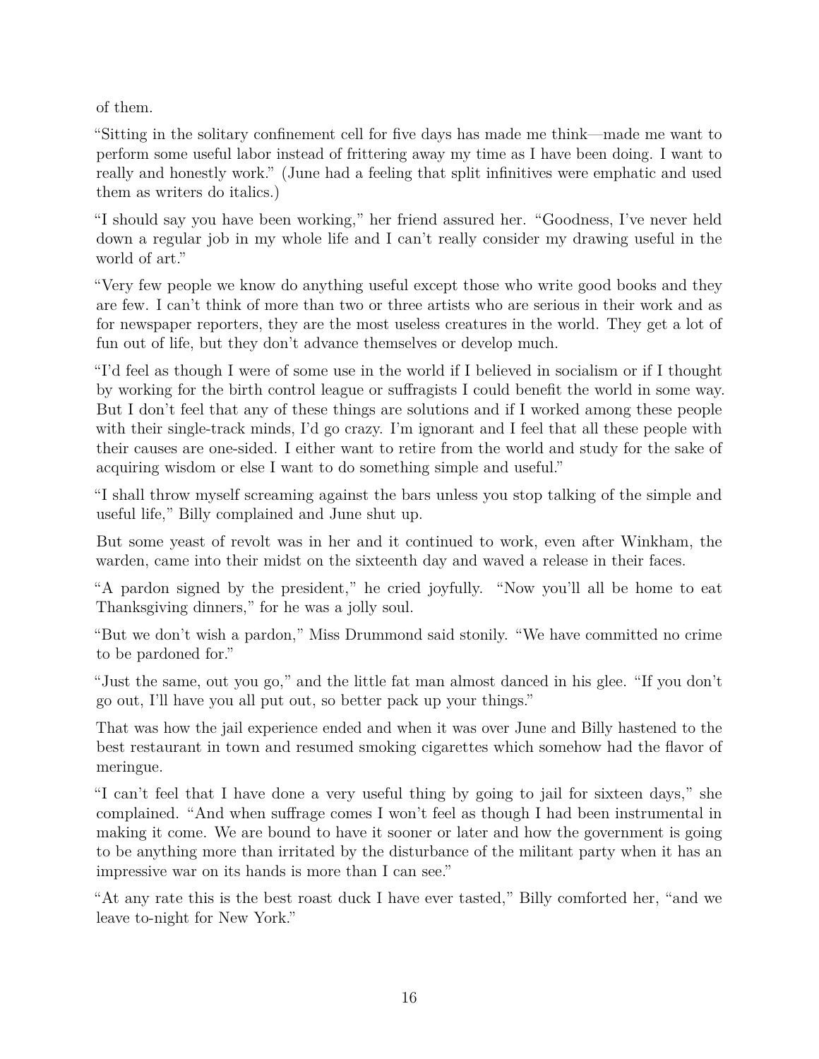of them.

"Sitting in the solitary confinement cell for five days has made me think—made me want to perform some useful labor instead of frittering away my time as I have been doing. I want to really and honestly work." (June had a feeling that split infinitives were emphatic and used them as writers do italics.)

"I should say you have been working," her friend assured her. "Goodness, I've never held down a regular job in my whole life and I can't really consider my drawing useful in the world of art."

"Very few people we know do anything useful except those who write good books and they are few. I can't think of more than two or three artists who are serious in their work and as for newspaper reporters, they are the most useless creatures in the world. They get a lot of fun out of life, but they don't advance themselves or develop much.

"I'd feel as though I were of some use in the world if I believed in socialism or if I thought by working for the birth control league or suffragists I could benefit the world in some way. But I don't feel that any of these things are solutions and if I worked among these people with their single-track minds, I'd go crazy. I'm ignorant and I feel that all these people with their causes are one-sided. I either want to retire from the world and study for the sake of acquiring wisdom or else I want to do something simple and useful."

"I shall throw myself screaming against the bars unless you stop talking of the simple and useful life," Billy complained and June shut up.

But some yeast of revolt was in her and it continued to work, even after Winkham, the warden, came into their midst on the sixteenth day and waved a release in their faces.

"A pardon signed by the president," he cried joyfully. "Now you'll all be home to eat Thanksgiving dinners," for he was a jolly soul.

"But we don't wish a pardon," Miss Drummond said stonily. "We have committed no crime to be pardoned for."

"Just the same, out you go," and the little fat man almost danced in his glee. "If you don't go out, I'll have you all put out, so better pack up your things."

That was how the jail experience ended and when it was over June and Billy hastened to the best restaurant in town and resumed smoking cigarettes which somehow had the flavor of meringue.

"I can't feel that I have done a very useful thing by going to jail for sixteen days," she complained. "And when suffrage comes I won't feel as though I had been instrumental in making it come. We are bound to have it sooner or later and how the government is going to be anything more than irritated by the disturbance of the militant party when it has an impressive war on its hands is more than I can see."

"At any rate this is the best roast duck I have ever tasted," Billy comforted her, "and we leave to-night for New York."